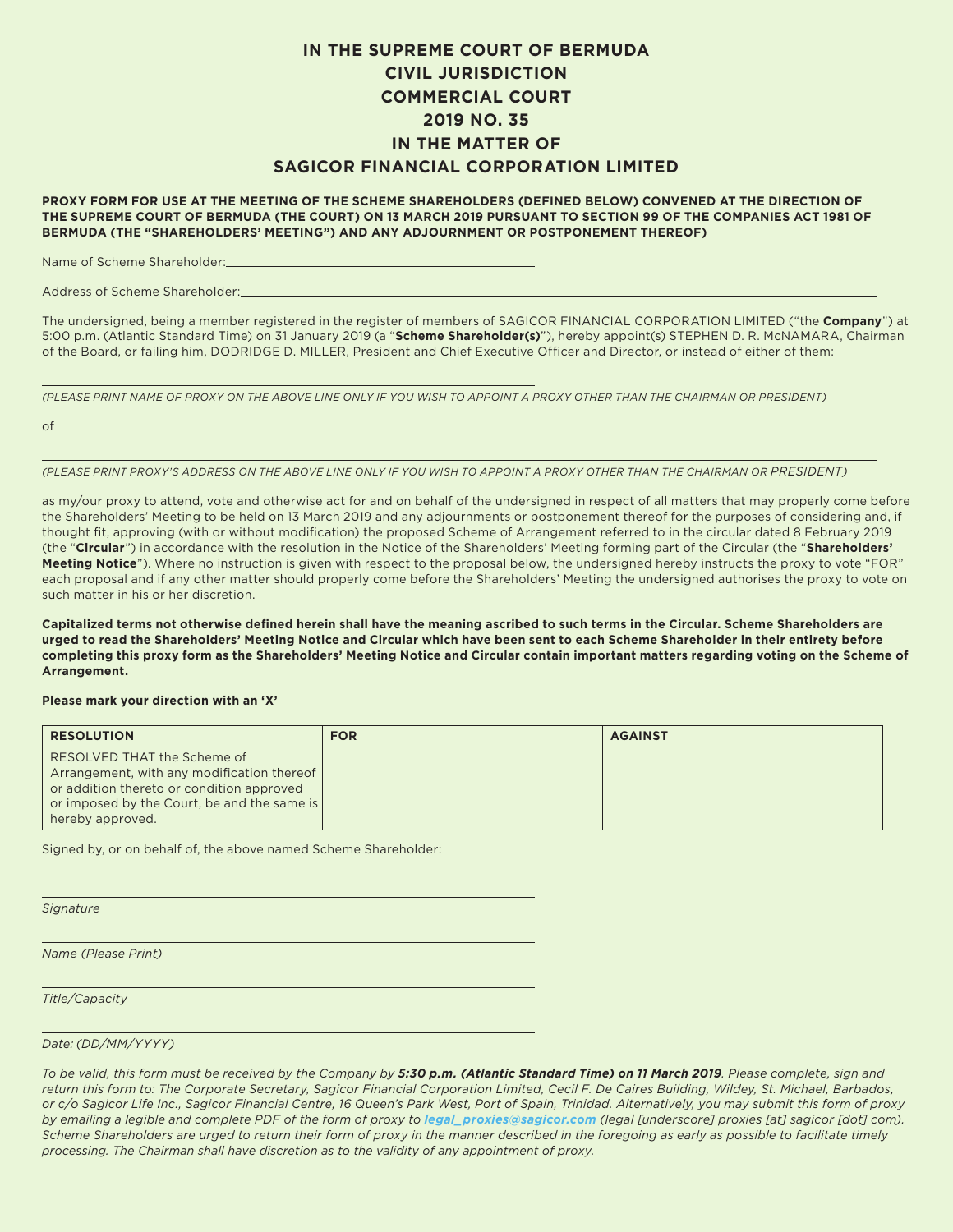# IN THE SUPREME COURT OF BERMUDA
# CIVIL JURISDICTION
# COMMERCIAL COURT
# 2019 NO. 35
# IN THE MATTER OF
# SAGICOR FINANCIAL CORPORATION LIMITED

**PROXY FORM FOR USE AT THE MEETING OF THE SCHEME SHAREHOLDERS (DEFINED BELOW) CONVENED AT THE DIRECTION OF THE SUPREME COURT OF BERMUDA (THE COURT) ON 13 MARCH 2019 PURSUANT TO SECTION 99 OF THE COMPANIES ACT 1981 OF BERMUDA (THE "SHAREHOLDERS' MEETING") AND ANY ADJOURNMENT OR POSTPONEMENT THEREOF)**

Name of Scheme Shareholder:\_\_\_\_\_\_\_\_\_\_\_\_\_\_\_\_\_\_\_\_\_\_\_\_\_\_\_\_\_\_\_\_\_\_\_\_\_\_\_\_

Address of Scheme Shareholder:\_\_\_\_\_\_\_\_\_\_\_\_\_\_\_\_\_\_\_\_\_\_\_\_\_\_\_\_\_\_\_\_\_\_\_\_\_\_\_\_\_\_\_\_\_\_\_\_\_\_\_\_\_\_\_\_\_\_\_\_\_\_\_\_\_\_\_\_\_\_

The undersigned, being a member registered in the register of members of SAGICOR FINANCIAL CORPORATION LIMITED ("the **Company**") at 5:00 p.m. (Atlantic Standard Time) on 31 January 2019 (a "**Scheme Shareholder(s)**"), hereby appoint(s) STEPHEN D. R. McNAMARA, Chairman of the Board, or failing him, DODRIDGE D. MILLER, President and Chief Executive Officer and Director, or instead of either of them:

\_\_\_\_\_\_\_\_\_\_\_\_\_\_\_\_\_\_\_\_\_\_\_\_\_\_\_\_\_\_\_\_\_\_\_\_\_\_\_\_\_\_\_\_\_\_\_\_\_\_\_\_\_\_\_\_\_\_\_\_\_\_\_\_

*(PLEASE PRINT NAME OF PROXY ON THE ABOVE LINE ONLY IF YOU WISH TO APPOINT A PROXY OTHER THAN THE CHAIRMAN OR PRESIDENT)*

of

\_\_\_\_\_\_\_\_\_\_\_\_\_\_\_\_\_\_\_\_\_\_\_\_\_\_\_\_\_\_\_\_\_\_\_\_\_\_\_\_\_\_\_\_\_\_\_\_\_\_\_\_\_\_\_\_\_\_\_\_\_\_\_\_\_\_\_\_\_\_\_\_\_\_\_\_\_\_\_\_\_\_\_\_\_\_\_\_\_\_\_\_\_\_\_\_\_\_\_\_

*(PLEASE PRINT PROXY'S ADDRESS ON THE ABOVE LINE ONLY IF YOU WISH TO APPOINT A PROXY OTHER THAN THE CHAIRMAN OR PRESIDENT)*

as my/our proxy to attend, vote and otherwise act for and on behalf of the undersigned in respect of all matters that may properly come before the Shareholders' Meeting to be held on 13 March 2019 and any adjournments or postponement thereof for the purposes of considering and, if thought fit, approving (with or without modification) the proposed Scheme of Arrangement referred to in the circular dated 8 February 2019 (the "**Circular**") in accordance with the resolution in the Notice of the Shareholders' Meeting forming part of the Circular (the "**Shareholders' Meeting Notice**"). Where no instruction is given with respect to the proposal below, the undersigned hereby instructs the proxy to vote "FOR" each proposal and if any other matter should properly come before the Shareholders' Meeting the undersigned authorises the proxy to vote on such matter in his or her discretion.

**Capitalized terms not otherwise defined herein shall have the meaning ascribed to such terms in the Circular. Scheme Shareholders are urged to read the Shareholders' Meeting Notice and Circular which have been sent to each Scheme Shareholder in their entirety before completing this proxy form as the Shareholders' Meeting Notice and Circular contain important matters regarding voting on the Scheme of Arrangement.**

**Please mark your direction with an 'X'**

| RESOLUTION | FOR | AGAINST |
|---|---|---|
| RESOLVED THAT the Scheme of Arrangement, with any modification thereof or addition thereto or condition approved or imposed by the Court, be and the same is hereby approved. | | |

Signed by, or on behalf of, the above named Scheme Shareholder:

\_\_\_\_\_\_\_\_\_\_\_\_\_\_\_\_\_\_\_\_\_\_\_\_\_\_\_\_\_\_\_\_\_\_\_\_\_\_\_\_\_\_\_\_\_\_\_\_\_\_\_\_\_\_\_\_\_\_\_\_\_\_\_\_

*Signature*

\_\_\_\_\_\_\_\_\_\_\_\_\_\_\_\_\_\_\_\_\_\_\_\_\_\_\_\_\_\_\_\_\_\_\_\_\_\_\_\_\_\_\_\_\_\_\_\_\_\_\_\_\_\_\_\_\_\_\_\_\_\_\_\_

*Name (Please Print)*

\_\_\_\_\_\_\_\_\_\_\_\_\_\_\_\_\_\_\_\_\_\_\_\_\_\_\_\_\_\_\_\_\_\_\_\_\_\_\_\_\_\_\_\_\_\_\_\_\_\_\_\_\_\_\_\_\_\_\_\_\_\_\_\_

*Title/Capacity*

\_\_\_\_\_\_\_\_\_\_\_\_\_\_\_\_\_\_\_\_\_\_\_\_\_\_\_\_\_\_\_\_\_\_\_\_\_\_\_\_\_\_\_\_\_\_\_\_\_\_\_\_\_\_\_\_\_\_\_\_\_\_\_\_

*Date: (DD/MM/YYYY)*

*To be valid, this form must be received by the Company by **5:30 p.m. (Atlantic Standard Time) on 11 March 2019**. Please complete, sign and return this form to: The Corporate Secretary, Sagicor Financial Corporation Limited, Cecil F. De Caires Building, Wildey, St. Michael, Barbados, or c/o Sagicor Life Inc., Sagicor Financial Centre, 16 Queen's Park West, Port of Spain, Trinidad. Alternatively, you may submit this form of proxy by emailing a legible and complete PDF of the form of proxy to **legal_proxies@sagicor.com** (legal [underscore] proxies [at] sagicor [dot] com). Scheme Shareholders are urged to return their form of proxy in the manner described in the foregoing as early as possible to facilitate timely processing. The Chairman shall have discretion as to the validity of any appointment of proxy.*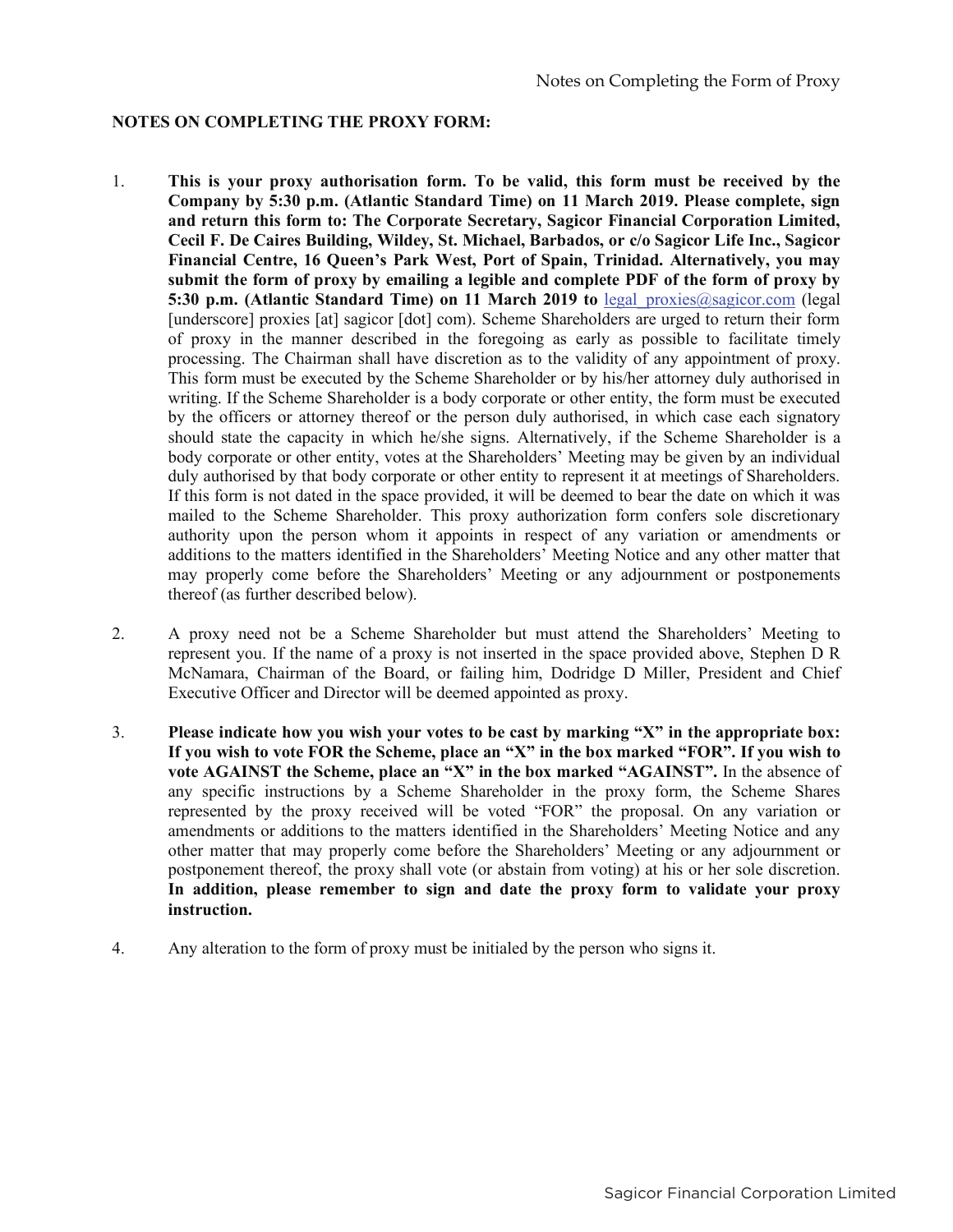**NOTES ON COMPLETING THE PROXY FORM:**

1. **This is your proxy authorisation form. To be valid, this form must be received by the Company by 5:30 p.m. (Atlantic Standard Time) on 11 March 2019. Please complete, sign and return this form to: The Corporate Secretary, Sagicor Financial Corporation Limited, Cecil F. De Caires Building, Wildey, St. Michael, Barbados, or c/o Sagicor Life Inc., Sagicor Financial Centre, 16 Queen's Park West, Port of Spain, Trinidad. Alternatively, you may submit the form of proxy by emailing a legible and complete PDF of the form of proxy by 5:30 p.m. (Atlantic Standard Time) on 11 March 2019 to** legal_proxies@sagicor.com (legal [underscore] proxies [at] sagicor [dot] com). Scheme Shareholders are urged to return their form of proxy in the manner described in the foregoing as early as possible to facilitate timely processing. The Chairman shall have discretion as to the validity of any appointment of proxy. This form must be executed by the Scheme Shareholder or by his/her attorney duly authorised in writing. If the Scheme Shareholder is a body corporate or other entity, the form must be executed by the officers or attorney thereof or the person duly authorised, in which case each signatory should state the capacity in which he/she signs. Alternatively, if the Scheme Shareholder is a body corporate or other entity, votes at the Shareholders' Meeting may be given by an individual duly authorised by that body corporate or other entity to represent it at meetings of Shareholders. If this form is not dated in the space provided, it will be deemed to bear the date on which it was mailed to the Scheme Shareholder. This proxy authorization form confers sole discretionary authority upon the person whom it appoints in respect of any variation or amendments or additions to the matters identified in the Shareholders' Meeting Notice and any other matter that may properly come before the Shareholders' Meeting or any adjournment or postponements thereof (as further described below).

2. A proxy need not be a Scheme Shareholder but must attend the Shareholders' Meeting to represent you. If the name of a proxy is not inserted in the space provided above, Stephen D R McNamara, Chairman of the Board, or failing him, Dodridge D Miller, President and Chief Executive Officer and Director will be deemed appointed as proxy.

3. **Please indicate how you wish your votes to be cast by marking "X" in the appropriate box: If you wish to vote FOR the Scheme, place an "X" in the box marked "FOR". If you wish to vote AGAINST the Scheme, place an "X" in the box marked "AGAINST".** In the absence of any specific instructions by a Scheme Shareholder in the proxy form, the Scheme Shares represented by the proxy received will be voted "FOR" the proposal. On any variation or amendments or additions to the matters identified in the Shareholders' Meeting Notice and any other matter that may properly come before the Shareholders' Meeting or any adjournment or postponement thereof, the proxy shall vote (or abstain from voting) at his or her sole discretion. **In addition, please remember to sign and date the proxy form to validate your proxy instruction.**

4. Any alteration to the form of proxy must be initialed by the person who signs it.